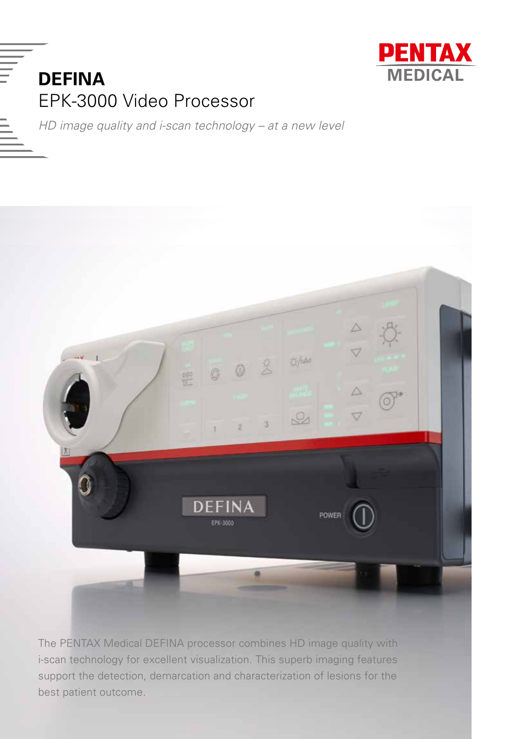PENTAX MEDICAL

# DEFINA

## EPK-3000 Video Processor

*HD image quality and i-scan technology – at a new level*

The PENTAX Medical DEFINA processor combines HD image quality with i-scan technology for excellent visualization. This superb imaging features support the detection, demarcation and characterization of lesions for the best patient outcome.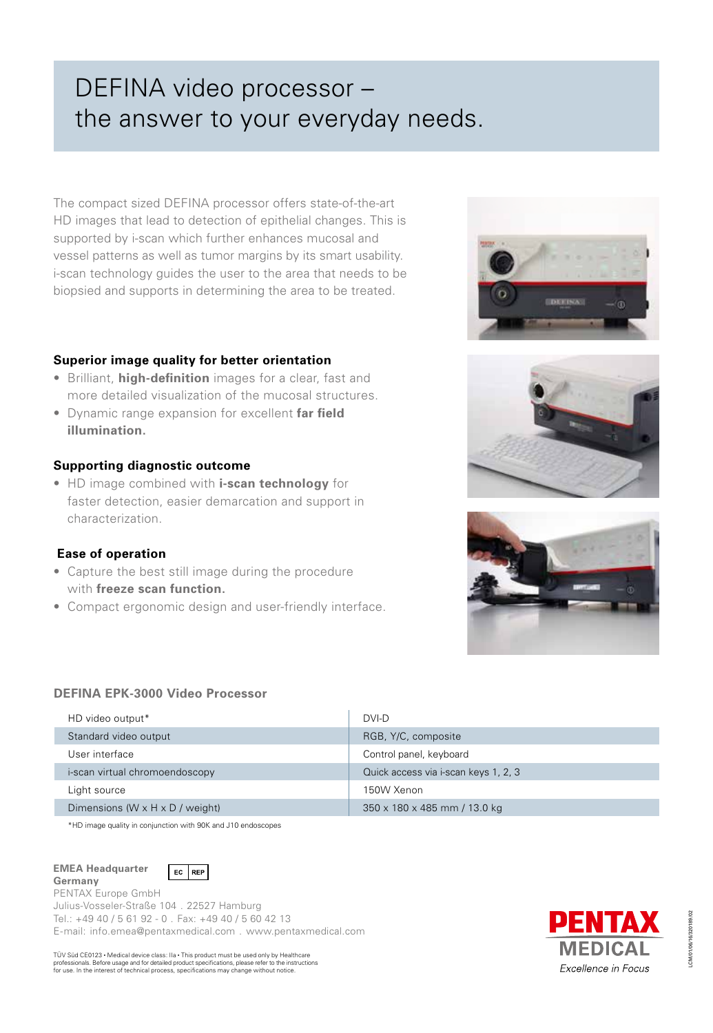# DEFINA video processor – the answer to your everyday needs.

The compact sized DEFINA processor offers state-of-the-art HD images that lead to detection of epithelial changes. This is supported by i-scan which further enhances mucosal and vessel patterns as well as tumor margins by its smart usability. i-scan technology guides the user to the area that needs to be biopsied and supports in determining the area to be treated.

### Superior image quality for better orientation

- Brilliant, **high-definition** images for a clear, fast and more detailed visualization of the mucosal structures.
- Dynamic range expansion for excellent **far field illumination.**

### Supporting diagnostic outcome

- HD image combined with **i-scan technology** for faster detection, easier demarcation and support in characterization.

### Ease of operation

- Capture the best still image during the procedure with **freeze scan function.**
- Compact ergonomic design and user-friendly interface.

### DEFINA EPK-3000 Video Processor

| | |
|---|---|
| HD video output* | DVI-D |
| Standard video output | RGB, Y/C, composite |
| User interface | Control panel, keyboard |
| i-scan virtual chromoendoscopy | Quick access via i-scan keys 1, 2, 3 |
| Light source | 150W Xenon |
| Dimensions (W x H x D / weight) | 350 x 180 x 485 mm / 13.0 kg |

*HD image quality in conjunction with 90K and J10 endoscopes

**EMEA Headquarter Germany**
EC REP
PENTAX Europe GmbH
Julius-Vosseler-Straße 104 . 22527 Hamburg
Tel.: +49 40 / 5 61 92 - 0 . Fax: +49 40 / 5 60 42 13
E-mail: info.emea@pentaxmedical.com . www.pentaxmedical.com

TÜV Süd CE0123 • Medical device class: IIa • This product must be used only by Healthcare professionals. Before usage and for detailed product specifications, please refer to the instructions for use. In the interest of technical process, specifications may change without notice.

PENTAX MEDICAL
*Excellence in Focus*

LCM/0106/15/320189.02